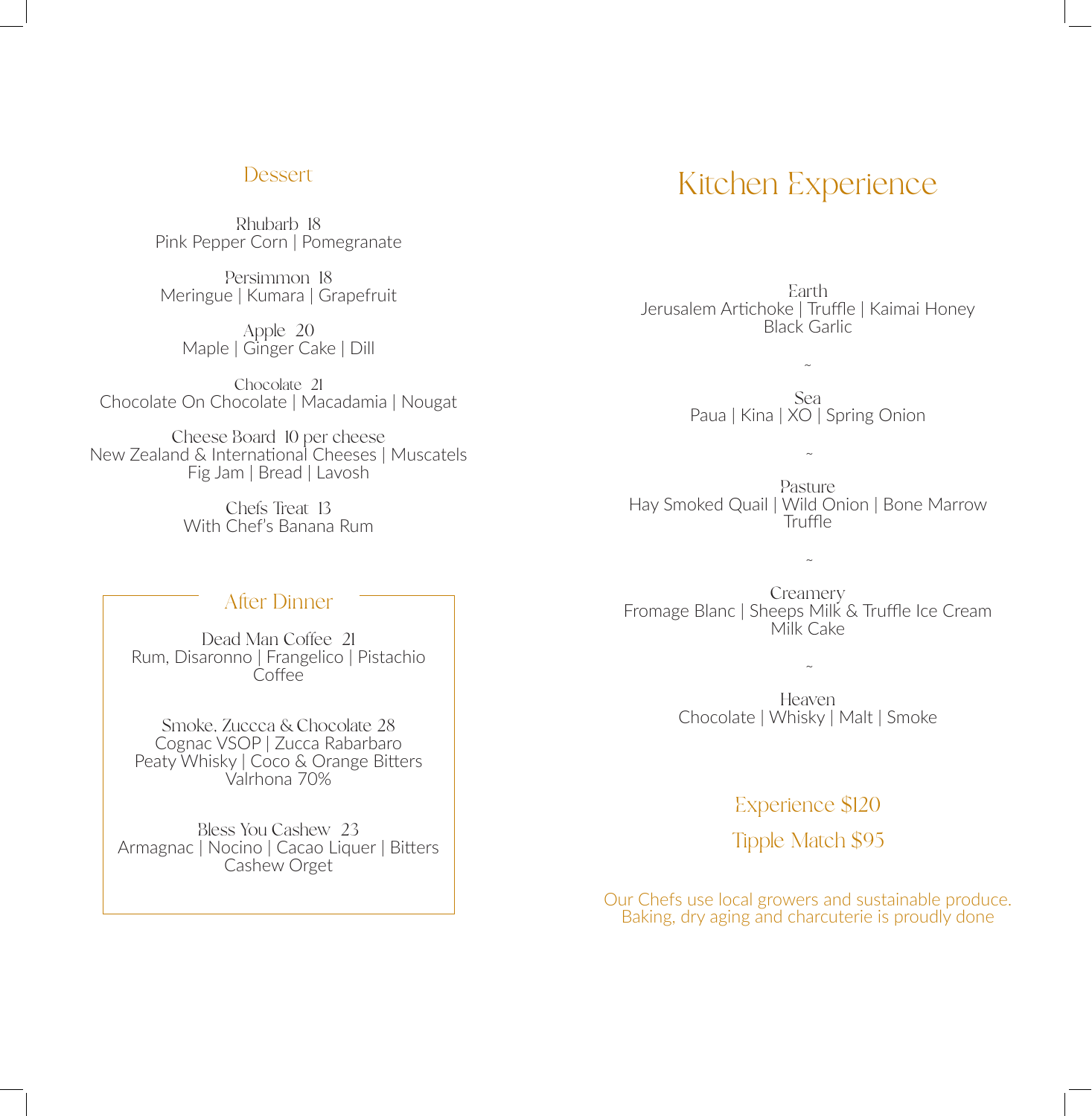## Dessert

Rhubarb 18
Pink Pepper Corn | Pomegranate

Persimmon 18
Meringue | Kumara | Grapefruit

Apple 20
Maple | Ginger Cake | Dill

Chocolate 21
Chocolate On Chocolate | Macadamia | Nougat

Cheese Board 10 per cheese
New Zealand & International Cheeses | Muscatels
Fig Jam | Bread | Lavosh

Chefs Treat 13
With Chef's Banana Rum

## After Dinner

Dead Man Coffee 21
Rum, Disaronno | Frangelico | Pistachio
Coffee

Smoke, Zuccca & Chocolate 28
Cognac VSOP | Zucca Rabarbaro
Peaty Whisky | Coco & Orange Bitters
Valrhona 70%

Bless You Cashew 23
Armagnac | Nocino | Cacao Liquer | Bitters
Cashew Orget

# Kitchen Experience

Earth
Jerusalem Artichoke | Truffle | Kaimai Honey
Black Garlic

~

Sea
Paua | Kina | XO | Spring Onion

~

Pasture
Hay Smoked Quail | Wild Onion | Bone Marrow
Truffle

~

Creamery
Fromage Blanc | Sheeps Milk & Truffle Ice Cream
Milk Cake

~

Heaven
Chocolate | Whisky | Malt | Smoke

Experience $120

Tipple Match $95

Our Chefs use local growers and sustainable produce.
Baking, dry aging and charcuterie is proudly done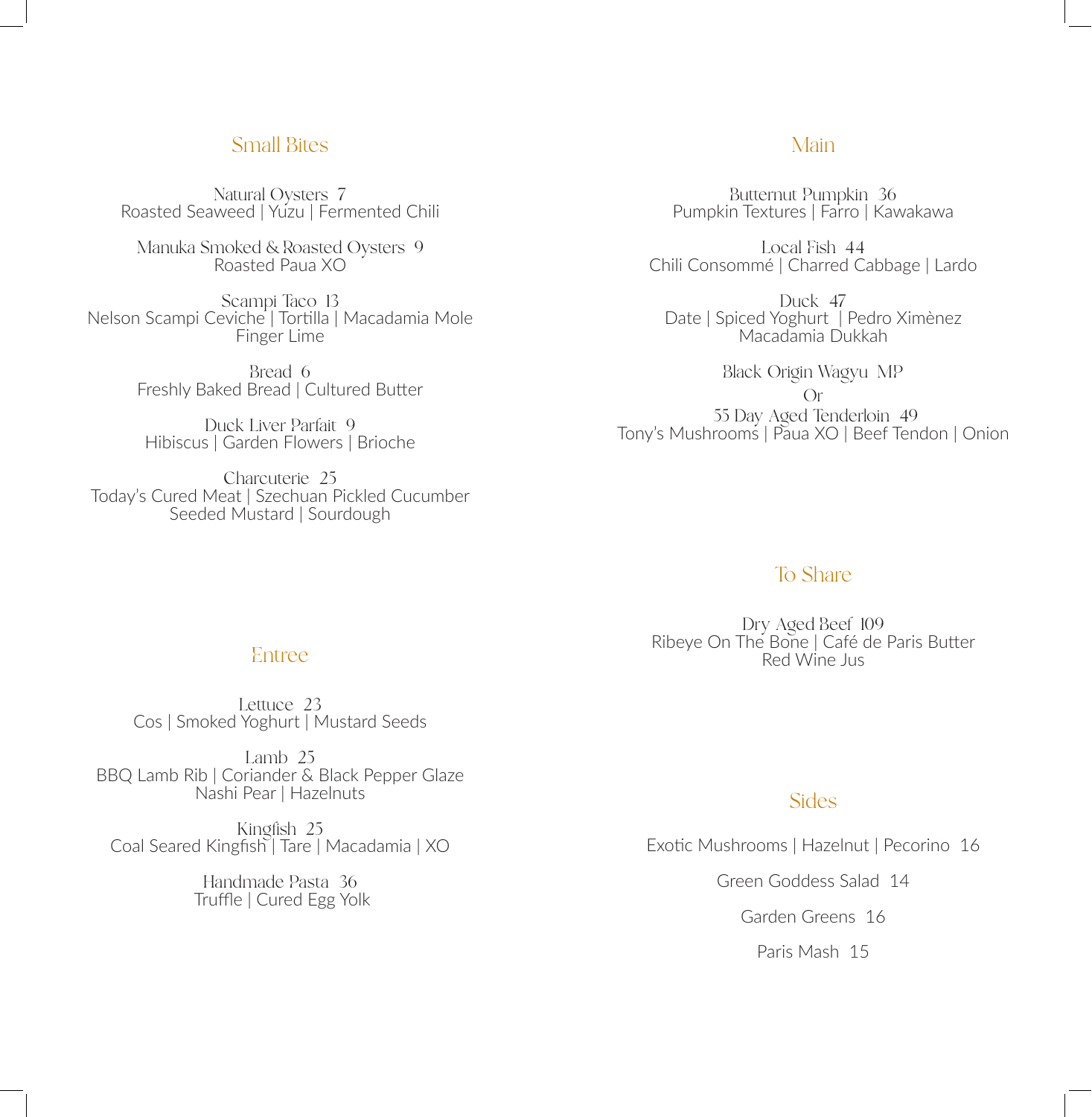## Small Bites

Natural Oysters 7
Roasted Seaweed | Yuzu | Fermented Chili

Manuka Smoked & Roasted Oysters 9
Roasted Paua XO

Scampi Taco 13
Nelson Scampi Ceviche | Tortilla | Macadamia Mole
Finger Lime

Bread 6
Freshly Baked Bread | Cultured Butter

Duck Liver Parfait 9
Hibiscus | Garden Flowers | Brioche

Charcuterie 25
Today's Cured Meat | Szechuan Pickled Cucumber
Seeded Mustard | Sourdough

## Entree

Lettuce 23
Cos | Smoked Yoghurt | Mustard Seeds

Lamb 25
BBQ Lamb Rib | Coriander & Black Pepper Glaze
Nashi Pear | Hazelnuts

Kingfish 25
Coal Seared Kingfish | Tare | Macadamia | XO

Handmade Pasta 36
Truffle | Cured Egg Yolk

## Main

Butternut Pumpkin 36
Pumpkin Textures | Farro | Kawakawa

Local Fish 44
Chili Consommé | Charred Cabbage | Lardo

Duck 47
Date | Spiced Yoghurt | Pedro Ximènez
Macadamia Dukkah

Black Origin Wagyu MP
Or
55 Day Aged Tenderloin 49
Tony's Mushrooms | Paua XO | Beef Tendon | Onion

## To Share

Dry Aged Beef 109
Ribeye On The Bone | Café de Paris Butter
Red Wine Jus

## Sides

Exotic Mushrooms | Hazelnut | Pecorino 16

Green Goddess Salad 14

Garden Greens 16

Paris Mash 15